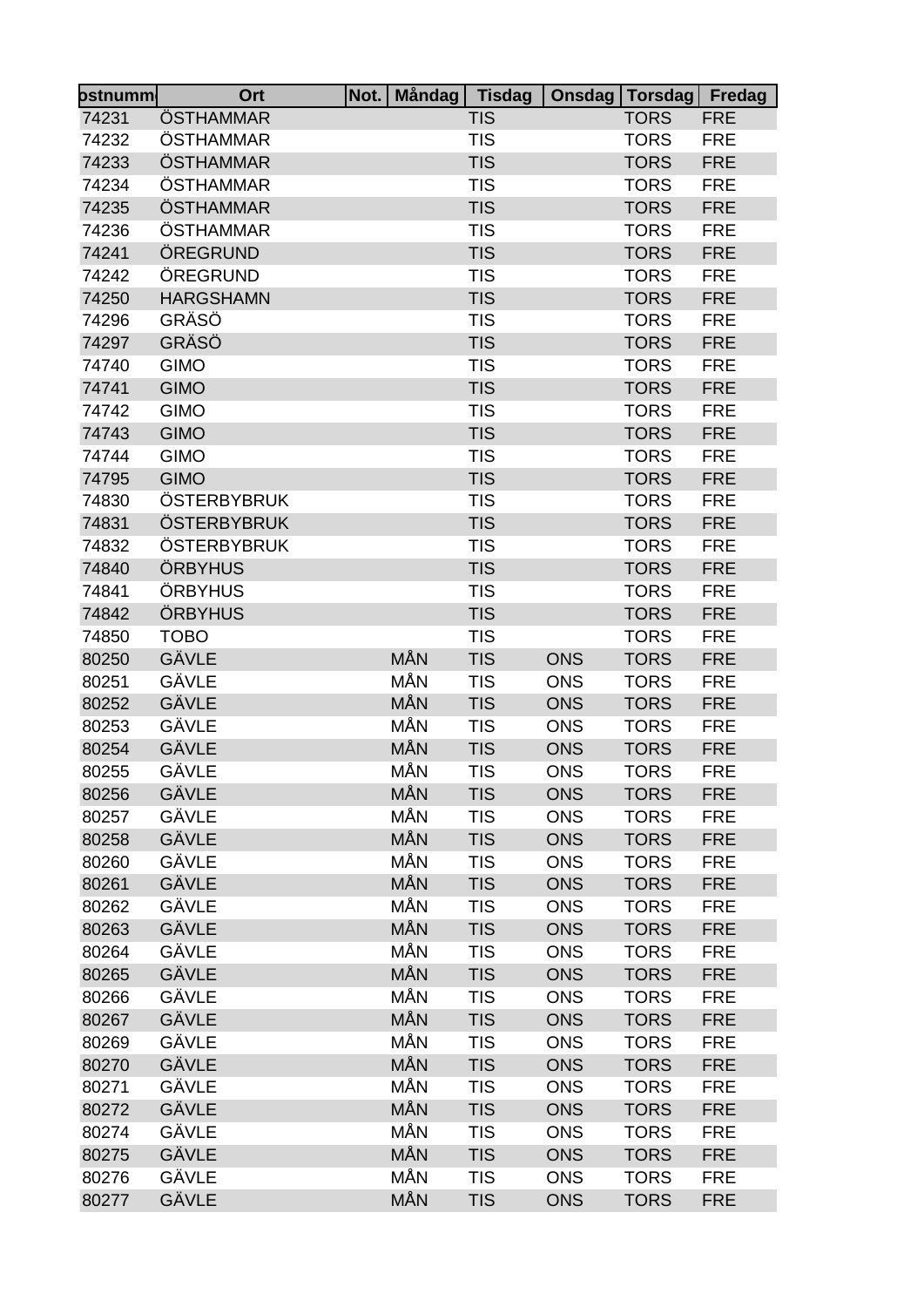| ostnumm | Ort | Not. | Måndag | Tisdag | Onsdag | Torsdag | Fredag |
|---|---|---|---|---|---|---|---|
| 74231 | ÖSTHAMMAR | | | TIS | | TORS | FRE |
| 74232 | ÖSTHAMMAR | | | TIS | | TORS | FRE |
| 74233 | ÖSTHAMMAR | | | TIS | | TORS | FRE |
| 74234 | ÖSTHAMMAR | | | TIS | | TORS | FRE |
| 74235 | ÖSTHAMMAR | | | TIS | | TORS | FRE |
| 74236 | ÖSTHAMMAR | | | TIS | | TORS | FRE |
| 74241 | ÖREGRUND | | | TIS | | TORS | FRE |
| 74242 | ÖREGRUND | | | TIS | | TORS | FRE |
| 74250 | HARGSHAMN | | | TIS | | TORS | FRE |
| 74296 | GRÄSÖ | | | TIS | | TORS | FRE |
| 74297 | GRÄSÖ | | | TIS | | TORS | FRE |
| 74740 | GIMO | | | TIS | | TORS | FRE |
| 74741 | GIMO | | | TIS | | TORS | FRE |
| 74742 | GIMO | | | TIS | | TORS | FRE |
| 74743 | GIMO | | | TIS | | TORS | FRE |
| 74744 | GIMO | | | TIS | | TORS | FRE |
| 74795 | GIMO | | | TIS | | TORS | FRE |
| 74830 | ÖSTERBYBRUK | | | TIS | | TORS | FRE |
| 74831 | ÖSTERBYBRUK | | | TIS | | TORS | FRE |
| 74832 | ÖSTERBYBRUK | | | TIS | | TORS | FRE |
| 74840 | ÖRBYHUS | | | TIS | | TORS | FRE |
| 74841 | ÖRBYHUS | | | TIS | | TORS | FRE |
| 74842 | ÖRBYHUS | | | TIS | | TORS | FRE |
| 74850 | TOBO | | | TIS | | TORS | FRE |
| 80250 | GÄVLE | | MÅN | TIS | ONS | TORS | FRE |
| 80251 | GÄVLE | | MÅN | TIS | ONS | TORS | FRE |
| 80252 | GÄVLE | | MÅN | TIS | ONS | TORS | FRE |
| 80253 | GÄVLE | | MÅN | TIS | ONS | TORS | FRE |
| 80254 | GÄVLE | | MÅN | TIS | ONS | TORS | FRE |
| 80255 | GÄVLE | | MÅN | TIS | ONS | TORS | FRE |
| 80256 | GÄVLE | | MÅN | TIS | ONS | TORS | FRE |
| 80257 | GÄVLE | | MÅN | TIS | ONS | TORS | FRE |
| 80258 | GÄVLE | | MÅN | TIS | ONS | TORS | FRE |
| 80260 | GÄVLE | | MÅN | TIS | ONS | TORS | FRE |
| 80261 | GÄVLE | | MÅN | TIS | ONS | TORS | FRE |
| 80262 | GÄVLE | | MÅN | TIS | ONS | TORS | FRE |
| 80263 | GÄVLE | | MÅN | TIS | ONS | TORS | FRE |
| 80264 | GÄVLE | | MÅN | TIS | ONS | TORS | FRE |
| 80265 | GÄVLE | | MÅN | TIS | ONS | TORS | FRE |
| 80266 | GÄVLE | | MÅN | TIS | ONS | TORS | FRE |
| 80267 | GÄVLE | | MÅN | TIS | ONS | TORS | FRE |
| 80269 | GÄVLE | | MÅN | TIS | ONS | TORS | FRE |
| 80270 | GÄVLE | | MÅN | TIS | ONS | TORS | FRE |
| 80271 | GÄVLE | | MÅN | TIS | ONS | TORS | FRE |
| 80272 | GÄVLE | | MÅN | TIS | ONS | TORS | FRE |
| 80274 | GÄVLE | | MÅN | TIS | ONS | TORS | FRE |
| 80275 | GÄVLE | | MÅN | TIS | ONS | TORS | FRE |
| 80276 | GÄVLE | | MÅN | TIS | ONS | TORS | FRE |
| 80277 | GÄVLE | | MÅN | TIS | ONS | TORS | FRE |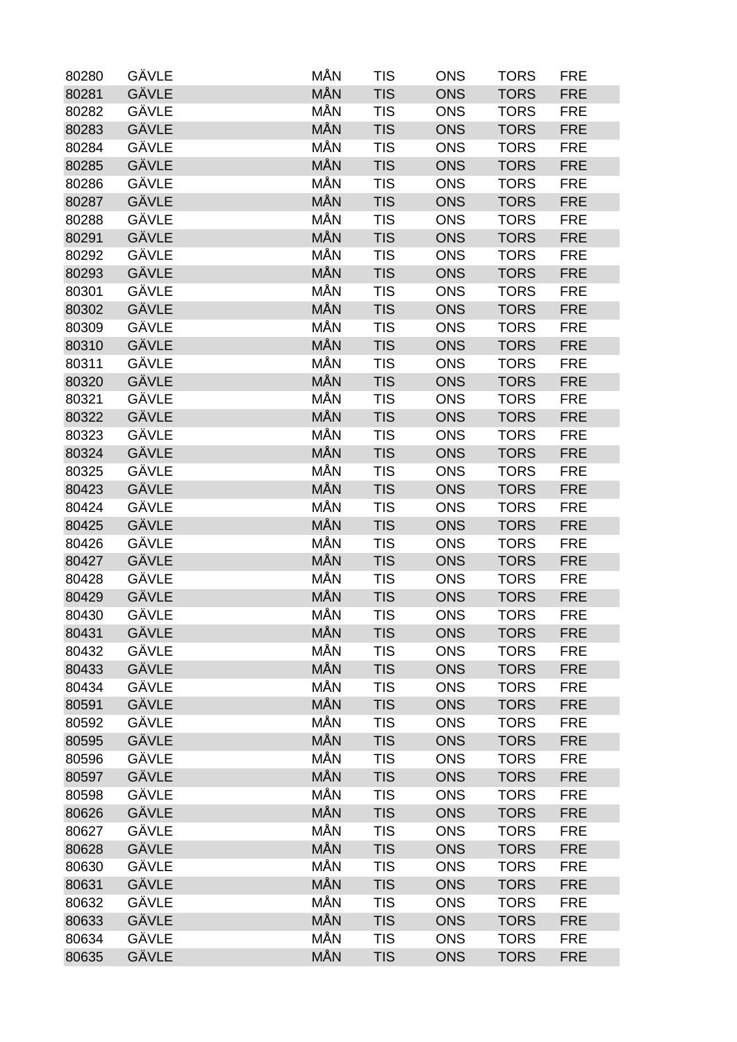| 80280 | GÄVLE | MÅN | TIS | ONS | TORS | FRE |
|---|---|---|---|---|---|---|
| 80281 | GÄVLE | MÅN | TIS | ONS | TORS | FRE |
| 80282 | GÄVLE | MÅN | TIS | ONS | TORS | FRE |
| 80283 | GÄVLE | MÅN | TIS | ONS | TORS | FRE |
| 80284 | GÄVLE | MÅN | TIS | ONS | TORS | FRE |
| 80285 | GÄVLE | MÅN | TIS | ONS | TORS | FRE |
| 80286 | GÄVLE | MÅN | TIS | ONS | TORS | FRE |
| 80287 | GÄVLE | MÅN | TIS | ONS | TORS | FRE |
| 80288 | GÄVLE | MÅN | TIS | ONS | TORS | FRE |
| 80291 | GÄVLE | MÅN | TIS | ONS | TORS | FRE |
| 80292 | GÄVLE | MÅN | TIS | ONS | TORS | FRE |
| 80293 | GÄVLE | MÅN | TIS | ONS | TORS | FRE |
| 80301 | GÄVLE | MÅN | TIS | ONS | TORS | FRE |
| 80302 | GÄVLE | MÅN | TIS | ONS | TORS | FRE |
| 80309 | GÄVLE | MÅN | TIS | ONS | TORS | FRE |
| 80310 | GÄVLE | MÅN | TIS | ONS | TORS | FRE |
| 80311 | GÄVLE | MÅN | TIS | ONS | TORS | FRE |
| 80320 | GÄVLE | MÅN | TIS | ONS | TORS | FRE |
| 80321 | GÄVLE | MÅN | TIS | ONS | TORS | FRE |
| 80322 | GÄVLE | MÅN | TIS | ONS | TORS | FRE |
| 80323 | GÄVLE | MÅN | TIS | ONS | TORS | FRE |
| 80324 | GÄVLE | MÅN | TIS | ONS | TORS | FRE |
| 80325 | GÄVLE | MÅN | TIS | ONS | TORS | FRE |
| 80423 | GÄVLE | MÅN | TIS | ONS | TORS | FRE |
| 80424 | GÄVLE | MÅN | TIS | ONS | TORS | FRE |
| 80425 | GÄVLE | MÅN | TIS | ONS | TORS | FRE |
| 80426 | GÄVLE | MÅN | TIS | ONS | TORS | FRE |
| 80427 | GÄVLE | MÅN | TIS | ONS | TORS | FRE |
| 80428 | GÄVLE | MÅN | TIS | ONS | TORS | FRE |
| 80429 | GÄVLE | MÅN | TIS | ONS | TORS | FRE |
| 80430 | GÄVLE | MÅN | TIS | ONS | TORS | FRE |
| 80431 | GÄVLE | MÅN | TIS | ONS | TORS | FRE |
| 80432 | GÄVLE | MÅN | TIS | ONS | TORS | FRE |
| 80433 | GÄVLE | MÅN | TIS | ONS | TORS | FRE |
| 80434 | GÄVLE | MÅN | TIS | ONS | TORS | FRE |
| 80591 | GÄVLE | MÅN | TIS | ONS | TORS | FRE |
| 80592 | GÄVLE | MÅN | TIS | ONS | TORS | FRE |
| 80595 | GÄVLE | MÅN | TIS | ONS | TORS | FRE |
| 80596 | GÄVLE | MÅN | TIS | ONS | TORS | FRE |
| 80597 | GÄVLE | MÅN | TIS | ONS | TORS | FRE |
| 80598 | GÄVLE | MÅN | TIS | ONS | TORS | FRE |
| 80626 | GÄVLE | MÅN | TIS | ONS | TORS | FRE |
| 80627 | GÄVLE | MÅN | TIS | ONS | TORS | FRE |
| 80628 | GÄVLE | MÅN | TIS | ONS | TORS | FRE |
| 80630 | GÄVLE | MÅN | TIS | ONS | TORS | FRE |
| 80631 | GÄVLE | MÅN | TIS | ONS | TORS | FRE |
| 80632 | GÄVLE | MÅN | TIS | ONS | TORS | FRE |
| 80633 | GÄVLE | MÅN | TIS | ONS | TORS | FRE |
| 80634 | GÄVLE | MÅN | TIS | ONS | TORS | FRE |
| 80635 | GÄVLE | MÅN | TIS | ONS | TORS | FRE |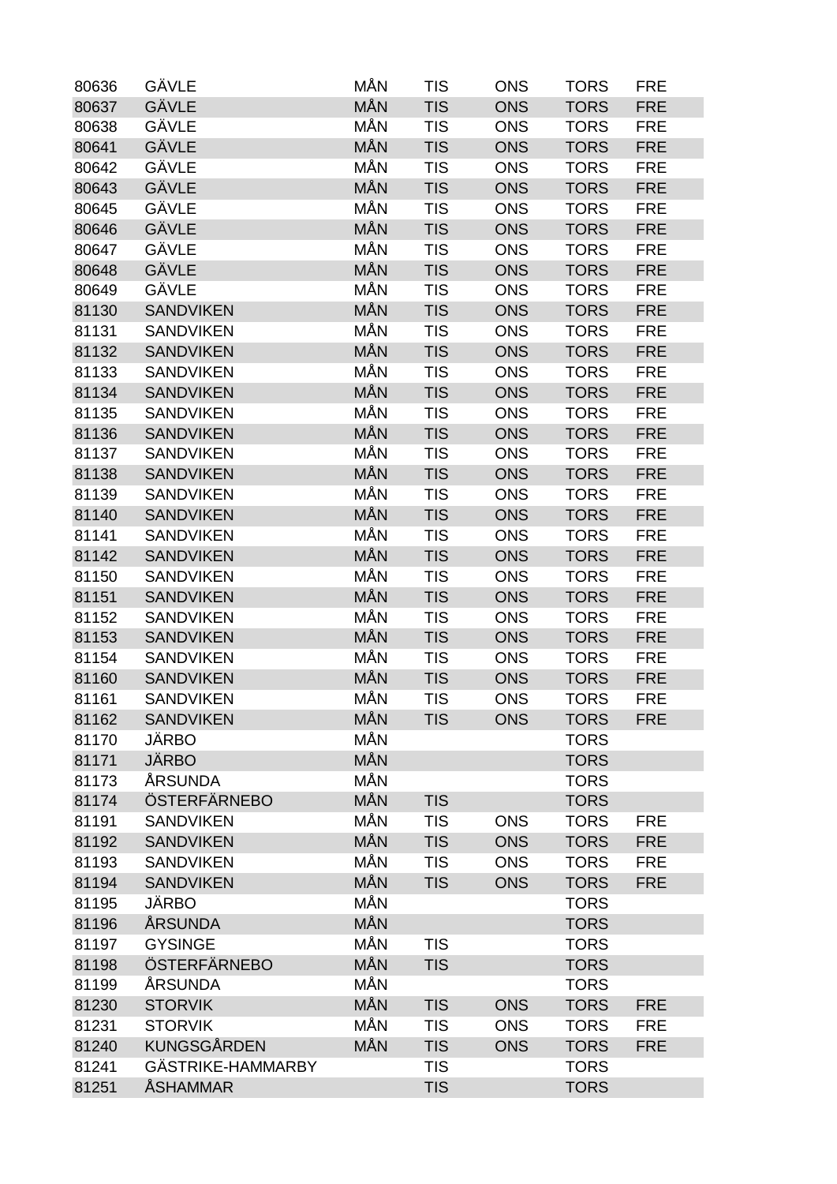| | | | | | | |
|---|---|---|---|---|---|---|
| 80636 | GÄVLE | MÅN | TIS | ONS | TORS | FRE |
| 80637 | GÄVLE | MÅN | TIS | ONS | TORS | FRE |
| 80638 | GÄVLE | MÅN | TIS | ONS | TORS | FRE |
| 80641 | GÄVLE | MÅN | TIS | ONS | TORS | FRE |
| 80642 | GÄVLE | MÅN | TIS | ONS | TORS | FRE |
| 80643 | GÄVLE | MÅN | TIS | ONS | TORS | FRE |
| 80645 | GÄVLE | MÅN | TIS | ONS | TORS | FRE |
| 80646 | GÄVLE | MÅN | TIS | ONS | TORS | FRE |
| 80647 | GÄVLE | MÅN | TIS | ONS | TORS | FRE |
| 80648 | GÄVLE | MÅN | TIS | ONS | TORS | FRE |
| 80649 | GÄVLE | MÅN | TIS | ONS | TORS | FRE |
| 81130 | SANDVIKEN | MÅN | TIS | ONS | TORS | FRE |
| 81131 | SANDVIKEN | MÅN | TIS | ONS | TORS | FRE |
| 81132 | SANDVIKEN | MÅN | TIS | ONS | TORS | FRE |
| 81133 | SANDVIKEN | MÅN | TIS | ONS | TORS | FRE |
| 81134 | SANDVIKEN | MÅN | TIS | ONS | TORS | FRE |
| 81135 | SANDVIKEN | MÅN | TIS | ONS | TORS | FRE |
| 81136 | SANDVIKEN | MÅN | TIS | ONS | TORS | FRE |
| 81137 | SANDVIKEN | MÅN | TIS | ONS | TORS | FRE |
| 81138 | SANDVIKEN | MÅN | TIS | ONS | TORS | FRE |
| 81139 | SANDVIKEN | MÅN | TIS | ONS | TORS | FRE |
| 81140 | SANDVIKEN | MÅN | TIS | ONS | TORS | FRE |
| 81141 | SANDVIKEN | MÅN | TIS | ONS | TORS | FRE |
| 81142 | SANDVIKEN | MÅN | TIS | ONS | TORS | FRE |
| 81150 | SANDVIKEN | MÅN | TIS | ONS | TORS | FRE |
| 81151 | SANDVIKEN | MÅN | TIS | ONS | TORS | FRE |
| 81152 | SANDVIKEN | MÅN | TIS | ONS | TORS | FRE |
| 81153 | SANDVIKEN | MÅN | TIS | ONS | TORS | FRE |
| 81154 | SANDVIKEN | MÅN | TIS | ONS | TORS | FRE |
| 81160 | SANDVIKEN | MÅN | TIS | ONS | TORS | FRE |
| 81161 | SANDVIKEN | MÅN | TIS | ONS | TORS | FRE |
| 81162 | SANDVIKEN | MÅN | TIS | ONS | TORS | FRE |
| 81170 | JÄRBO | MÅN | | | TORS | |
| 81171 | JÄRBO | MÅN | | | TORS | |
| 81173 | ÅRSUNDA | MÅN | | | TORS | |
| 81174 | ÖSTERFÄRNEBO | MÅN | TIS | | TORS | |
| 81191 | SANDVIKEN | MÅN | TIS | ONS | TORS | FRE |
| 81192 | SANDVIKEN | MÅN | TIS | ONS | TORS | FRE |
| 81193 | SANDVIKEN | MÅN | TIS | ONS | TORS | FRE |
| 81194 | SANDVIKEN | MÅN | TIS | ONS | TORS | FRE |
| 81195 | JÄRBO | MÅN | | | TORS | |
| 81196 | ÅRSUNDA | MÅN | | | TORS | |
| 81197 | GYSINGE | MÅN | TIS | | TORS | |
| 81198 | ÖSTERFÄRNEBO | MÅN | TIS | | TORS | |
| 81199 | ÅRSUNDA | MÅN | | | TORS | |
| 81230 | STORVIK | MÅN | TIS | ONS | TORS | FRE |
| 81231 | STORVIK | MÅN | TIS | ONS | TORS | FRE |
| 81240 | KUNGSGÅRDEN | MÅN | TIS | ONS | TORS | FRE |
| 81241 | GÄSTRIKE-HAMMARBY | | TIS | | TORS | |
| 81251 | ÅSHAMMAR | | TIS | | TORS | |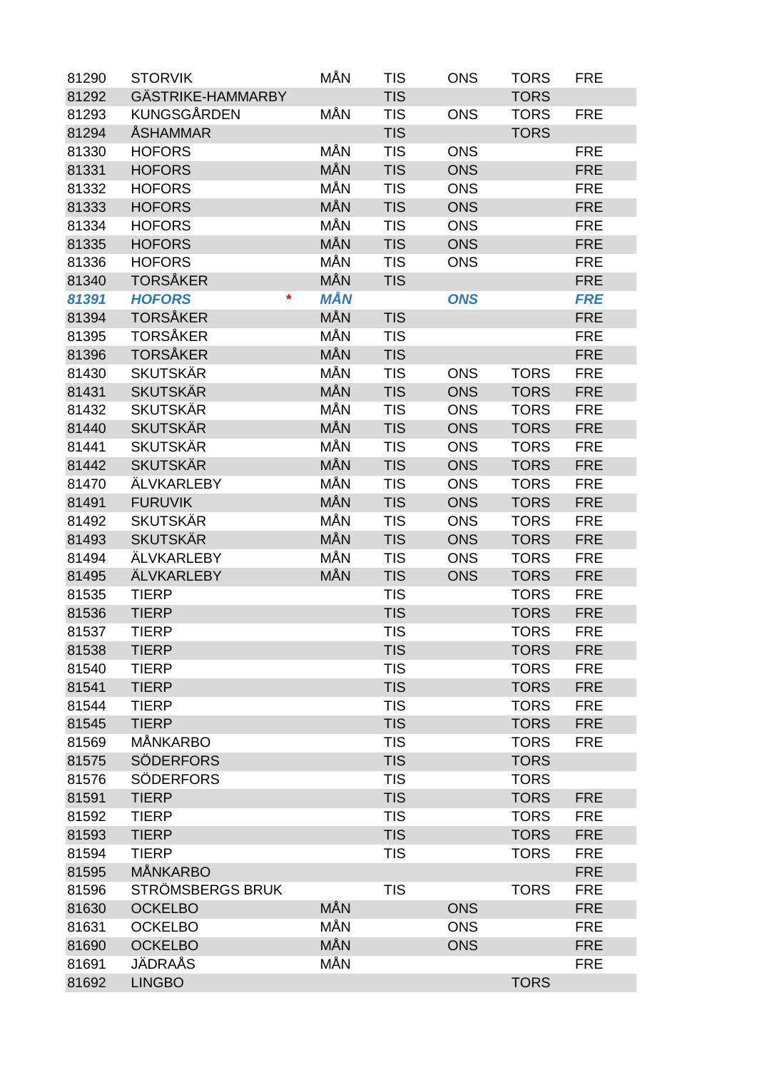| | | | | | | | |
|---|---|---|---|---|---|---|---|
| 81290 | STORVIK | | MÅN | TIS | ONS | TORS | FRE |
| 81292 | GÄSTRIKE-HAMMARBY | | | TIS | | TORS | |
| 81293 | KUNGSGÅRDEN | | MÅN | TIS | ONS | TORS | FRE |
| 81294 | ÅSHAMMAR | | | TIS | | TORS | |
| 81330 | HOFORS | | MÅN | TIS | ONS | | FRE |
| 81331 | HOFORS | | MÅN | TIS | ONS | | FRE |
| 81332 | HOFORS | | MÅN | TIS | ONS | | FRE |
| 81333 | HOFORS | | MÅN | TIS | ONS | | FRE |
| 81334 | HOFORS | | MÅN | TIS | ONS | | FRE |
| 81335 | HOFORS | | MÅN | TIS | ONS | | FRE |
| 81336 | HOFORS | | MÅN | TIS | ONS | | FRE |
| 81340 | TORSÅKER | | MÅN | TIS | | | FRE |
| ***81391*** | ***HOFORS*** | * | ***MÅN*** | | ***ONS*** | | ***FRE*** |
| 81394 | TORSÅKER | | MÅN | TIS | | | FRE |
| 81395 | TORSÅKER | | MÅN | TIS | | | FRE |
| 81396 | TORSÅKER | | MÅN | TIS | | | FRE |
| 81430 | SKUTSKÄR | | MÅN | TIS | ONS | TORS | FRE |
| 81431 | SKUTSKÄR | | MÅN | TIS | ONS | TORS | FRE |
| 81432 | SKUTSKÄR | | MÅN | TIS | ONS | TORS | FRE |
| 81440 | SKUTSKÄR | | MÅN | TIS | ONS | TORS | FRE |
| 81441 | SKUTSKÄR | | MÅN | TIS | ONS | TORS | FRE |
| 81442 | SKUTSKÄR | | MÅN | TIS | ONS | TORS | FRE |
| 81470 | ÄLVKARLEBY | | MÅN | TIS | ONS | TORS | FRE |
| 81491 | FURUVIK | | MÅN | TIS | ONS | TORS | FRE |
| 81492 | SKUTSKÄR | | MÅN | TIS | ONS | TORS | FRE |
| 81493 | SKUTSKÄR | | MÅN | TIS | ONS | TORS | FRE |
| 81494 | ÄLVKARLEBY | | MÅN | TIS | ONS | TORS | FRE |
| 81495 | ÄLVKARLEBY | | MÅN | TIS | ONS | TORS | FRE |
| 81535 | TIERP | | | TIS | | TORS | FRE |
| 81536 | TIERP | | | TIS | | TORS | FRE |
| 81537 | TIERP | | | TIS | | TORS | FRE |
| 81538 | TIERP | | | TIS | | TORS | FRE |
| 81540 | TIERP | | | TIS | | TORS | FRE |
| 81541 | TIERP | | | TIS | | TORS | FRE |
| 81544 | TIERP | | | TIS | | TORS | FRE |
| 81545 | TIERP | | | TIS | | TORS | FRE |
| 81569 | MÅNKARBO | | | TIS | | TORS | FRE |
| 81575 | SÖDERFORS | | | TIS | | TORS | |
| 81576 | SÖDERFORS | | | TIS | | TORS | |
| 81591 | TIERP | | | TIS | | TORS | FRE |
| 81592 | TIERP | | | TIS | | TORS | FRE |
| 81593 | TIERP | | | TIS | | TORS | FRE |
| 81594 | TIERP | | | TIS | | TORS | FRE |
| 81595 | MÅNKARBO | | | | | | FRE |
| 81596 | STRÖMSBERGS BRUK | | | TIS | | TORS | FRE |
| 81630 | OCKELBO | | MÅN | | ONS | | FRE |
| 81631 | OCKELBO | | MÅN | | ONS | | FRE |
| 81690 | OCKELBO | | MÅN | | ONS | | FRE |
| 81691 | JÄDRAÅS | | MÅN | | | | FRE |
| 81692 | LINGBO | | | | | TORS | |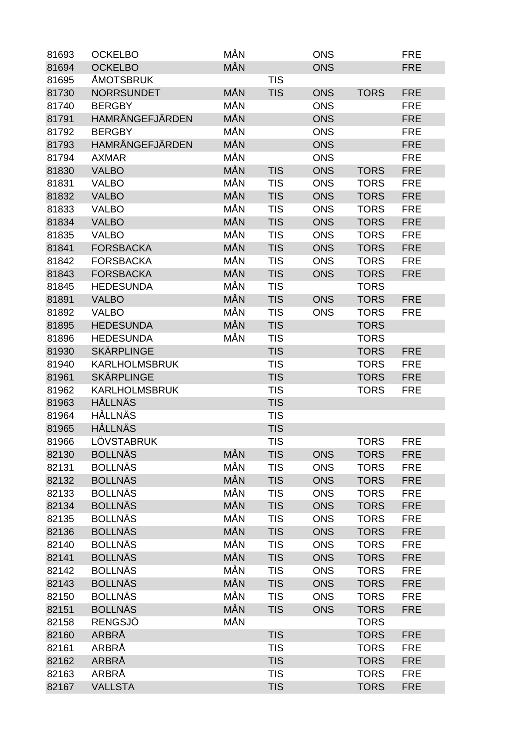| | | | | | | |
|---|---|---|---|---|---|---|
| 81693 | OCKELBO | MÅN | | ONS | | FRE |
| 81694 | OCKELBO | MÅN | | ONS | | FRE |
| 81695 | ÅMOTSBRUK | | TIS | | | |
| 81730 | NORRSUNDET | MÅN | TIS | ONS | TORS | FRE |
| 81740 | BERGBY | MÅN | | ONS | | FRE |
| 81791 | HAMRÅNGEFJÄRDEN | MÅN | | ONS | | FRE |
| 81792 | BERGBY | MÅN | | ONS | | FRE |
| 81793 | HAMRÅNGEFJÄRDEN | MÅN | | ONS | | FRE |
| 81794 | AXMAR | MÅN | | ONS | | FRE |
| 81830 | VALBO | MÅN | TIS | ONS | TORS | FRE |
| 81831 | VALBO | MÅN | TIS | ONS | TORS | FRE |
| 81832 | VALBO | MÅN | TIS | ONS | TORS | FRE |
| 81833 | VALBO | MÅN | TIS | ONS | TORS | FRE |
| 81834 | VALBO | MÅN | TIS | ONS | TORS | FRE |
| 81835 | VALBO | MÅN | TIS | ONS | TORS | FRE |
| 81841 | FORSBACKA | MÅN | TIS | ONS | TORS | FRE |
| 81842 | FORSBACKA | MÅN | TIS | ONS | TORS | FRE |
| 81843 | FORSBACKA | MÅN | TIS | ONS | TORS | FRE |
| 81845 | HEDESUNDA | MÅN | TIS | | TORS | |
| 81891 | VALBO | MÅN | TIS | ONS | TORS | FRE |
| 81892 | VALBO | MÅN | TIS | ONS | TORS | FRE |
| 81895 | HEDESUNDA | MÅN | TIS | | TORS | |
| 81896 | HEDESUNDA | MÅN | TIS | | TORS | |
| 81930 | SKÄRPLINGE | | TIS | | TORS | FRE |
| 81940 | KARLHOLMSBRUK | | TIS | | TORS | FRE |
| 81961 | SKÄRPLINGE | | TIS | | TORS | FRE |
| 81962 | KARLHOLMSBRUK | | TIS | | TORS | FRE |
| 81963 | HÅLLNÄS | | TIS | | | |
| 81964 | HÅLLNÄS | | TIS | | | |
| 81965 | HÅLLNÄS | | TIS | | | |
| 81966 | LÖVSTABRUK | | TIS | | TORS | FRE |
| 82130 | BOLLNÄS | MÅN | TIS | ONS | TORS | FRE |
| 82131 | BOLLNÄS | MÅN | TIS | ONS | TORS | FRE |
| 82132 | BOLLNÄS | MÅN | TIS | ONS | TORS | FRE |
| 82133 | BOLLNÄS | MÅN | TIS | ONS | TORS | FRE |
| 82134 | BOLLNÄS | MÅN | TIS | ONS | TORS | FRE |
| 82135 | BOLLNÄS | MÅN | TIS | ONS | TORS | FRE |
| 82136 | BOLLNÄS | MÅN | TIS | ONS | TORS | FRE |
| 82140 | BOLLNÄS | MÅN | TIS | ONS | TORS | FRE |
| 82141 | BOLLNÄS | MÅN | TIS | ONS | TORS | FRE |
| 82142 | BOLLNÄS | MÅN | TIS | ONS | TORS | FRE |
| 82143 | BOLLNÄS | MÅN | TIS | ONS | TORS | FRE |
| 82150 | BOLLNÄS | MÅN | TIS | ONS | TORS | FRE |
| 82151 | BOLLNÄS | MÅN | TIS | ONS | TORS | FRE |
| 82158 | RENGSJÖ | MÅN | | | TORS | |
| 82160 | ARBRÅ | | TIS | | TORS | FRE |
| 82161 | ARBRÅ | | TIS | | TORS | FRE |
| 82162 | ARBRÅ | | TIS | | TORS | FRE |
| 82163 | ARBRÅ | | TIS | | TORS | FRE |
| 82167 | VALLSTA | | TIS | | TORS | FRE |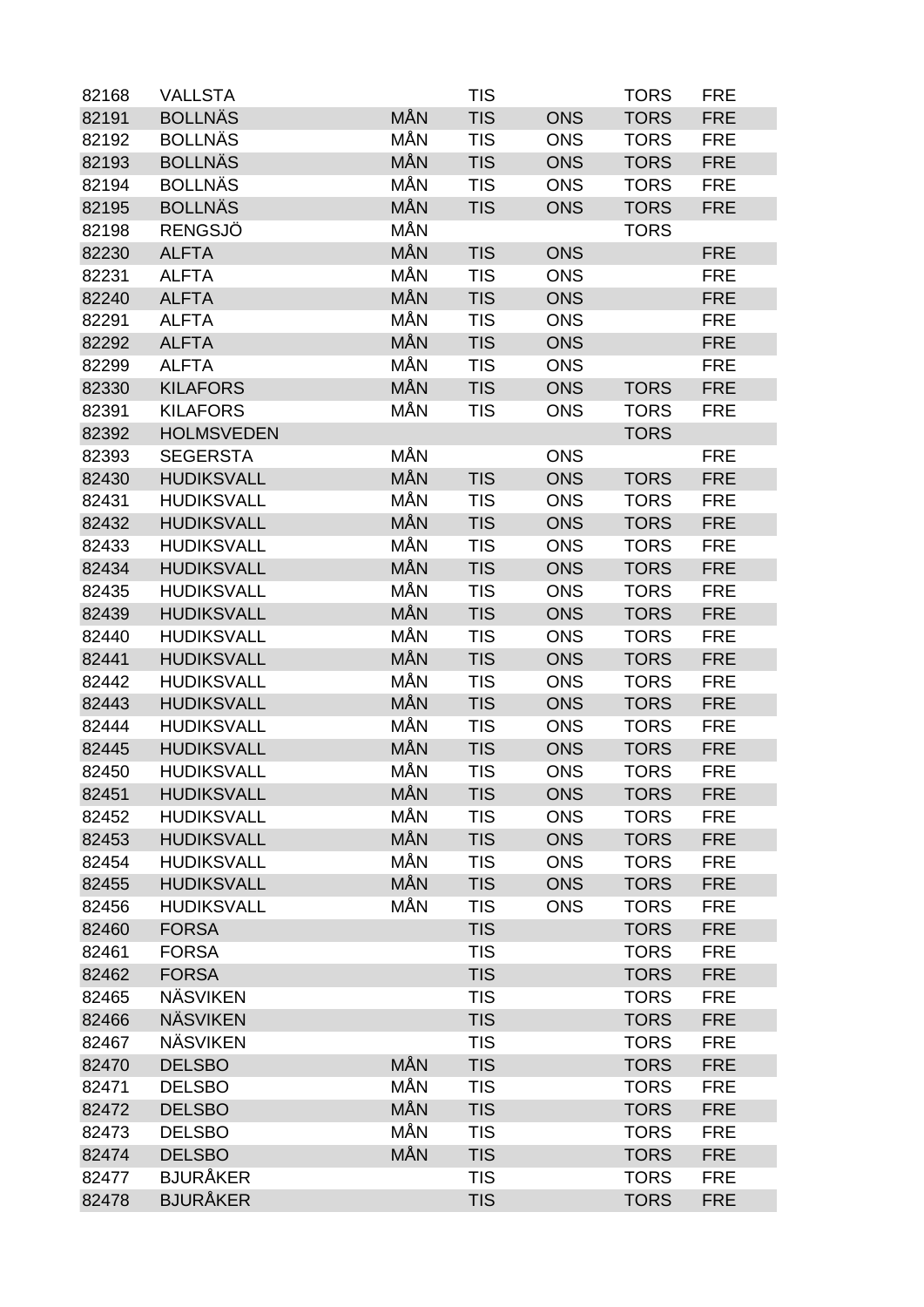| | | | | | | |
|---|---|---|---|---|---|---|
| 82168 | VALLSTA | | TIS | | TORS | FRE |
| 82191 | BOLLNÄS | MÅN | TIS | ONS | TORS | FRE |
| 82192 | BOLLNÄS | MÅN | TIS | ONS | TORS | FRE |
| 82193 | BOLLNÄS | MÅN | TIS | ONS | TORS | FRE |
| 82194 | BOLLNÄS | MÅN | TIS | ONS | TORS | FRE |
| 82195 | BOLLNÄS | MÅN | TIS | ONS | TORS | FRE |
| 82198 | RENGSJÖ | MÅN | | | TORS | |
| 82230 | ALFTA | MÅN | TIS | ONS | | FRE |
| 82231 | ALFTA | MÅN | TIS | ONS | | FRE |
| 82240 | ALFTA | MÅN | TIS | ONS | | FRE |
| 82291 | ALFTA | MÅN | TIS | ONS | | FRE |
| 82292 | ALFTA | MÅN | TIS | ONS | | FRE |
| 82299 | ALFTA | MÅN | TIS | ONS | | FRE |
| 82330 | KILAFORS | MÅN | TIS | ONS | TORS | FRE |
| 82391 | KILAFORS | MÅN | TIS | ONS | TORS | FRE |
| 82392 | HOLMSVEDEN | | | | TORS | |
| 82393 | SEGERSTA | MÅN | | ONS | | FRE |
| 82430 | HUDIKSVALL | MÅN | TIS | ONS | TORS | FRE |
| 82431 | HUDIKSVALL | MÅN | TIS | ONS | TORS | FRE |
| 82432 | HUDIKSVALL | MÅN | TIS | ONS | TORS | FRE |
| 82433 | HUDIKSVALL | MÅN | TIS | ONS | TORS | FRE |
| 82434 | HUDIKSVALL | MÅN | TIS | ONS | TORS | FRE |
| 82435 | HUDIKSVALL | MÅN | TIS | ONS | TORS | FRE |
| 82439 | HUDIKSVALL | MÅN | TIS | ONS | TORS | FRE |
| 82440 | HUDIKSVALL | MÅN | TIS | ONS | TORS | FRE |
| 82441 | HUDIKSVALL | MÅN | TIS | ONS | TORS | FRE |
| 82442 | HUDIKSVALL | MÅN | TIS | ONS | TORS | FRE |
| 82443 | HUDIKSVALL | MÅN | TIS | ONS | TORS | FRE |
| 82444 | HUDIKSVALL | MÅN | TIS | ONS | TORS | FRE |
| 82445 | HUDIKSVALL | MÅN | TIS | ONS | TORS | FRE |
| 82450 | HUDIKSVALL | MÅN | TIS | ONS | TORS | FRE |
| 82451 | HUDIKSVALL | MÅN | TIS | ONS | TORS | FRE |
| 82452 | HUDIKSVALL | MÅN | TIS | ONS | TORS | FRE |
| 82453 | HUDIKSVALL | MÅN | TIS | ONS | TORS | FRE |
| 82454 | HUDIKSVALL | MÅN | TIS | ONS | TORS | FRE |
| 82455 | HUDIKSVALL | MÅN | TIS | ONS | TORS | FRE |
| 82456 | HUDIKSVALL | MÅN | TIS | ONS | TORS | FRE |
| 82460 | FORSA | | TIS | | TORS | FRE |
| 82461 | FORSA | | TIS | | TORS | FRE |
| 82462 | FORSA | | TIS | | TORS | FRE |
| 82465 | NÄSVIKEN | | TIS | | TORS | FRE |
| 82466 | NÄSVIKEN | | TIS | | TORS | FRE |
| 82467 | NÄSVIKEN | | TIS | | TORS | FRE |
| 82470 | DELSBO | MÅN | TIS | | TORS | FRE |
| 82471 | DELSBO | MÅN | TIS | | TORS | FRE |
| 82472 | DELSBO | MÅN | TIS | | TORS | FRE |
| 82473 | DELSBO | MÅN | TIS | | TORS | FRE |
| 82474 | DELSBO | MÅN | TIS | | TORS | FRE |
| 82477 | BJURÅKER | | TIS | | TORS | FRE |
| 82478 | BJURÅKER | | TIS | | TORS | FRE |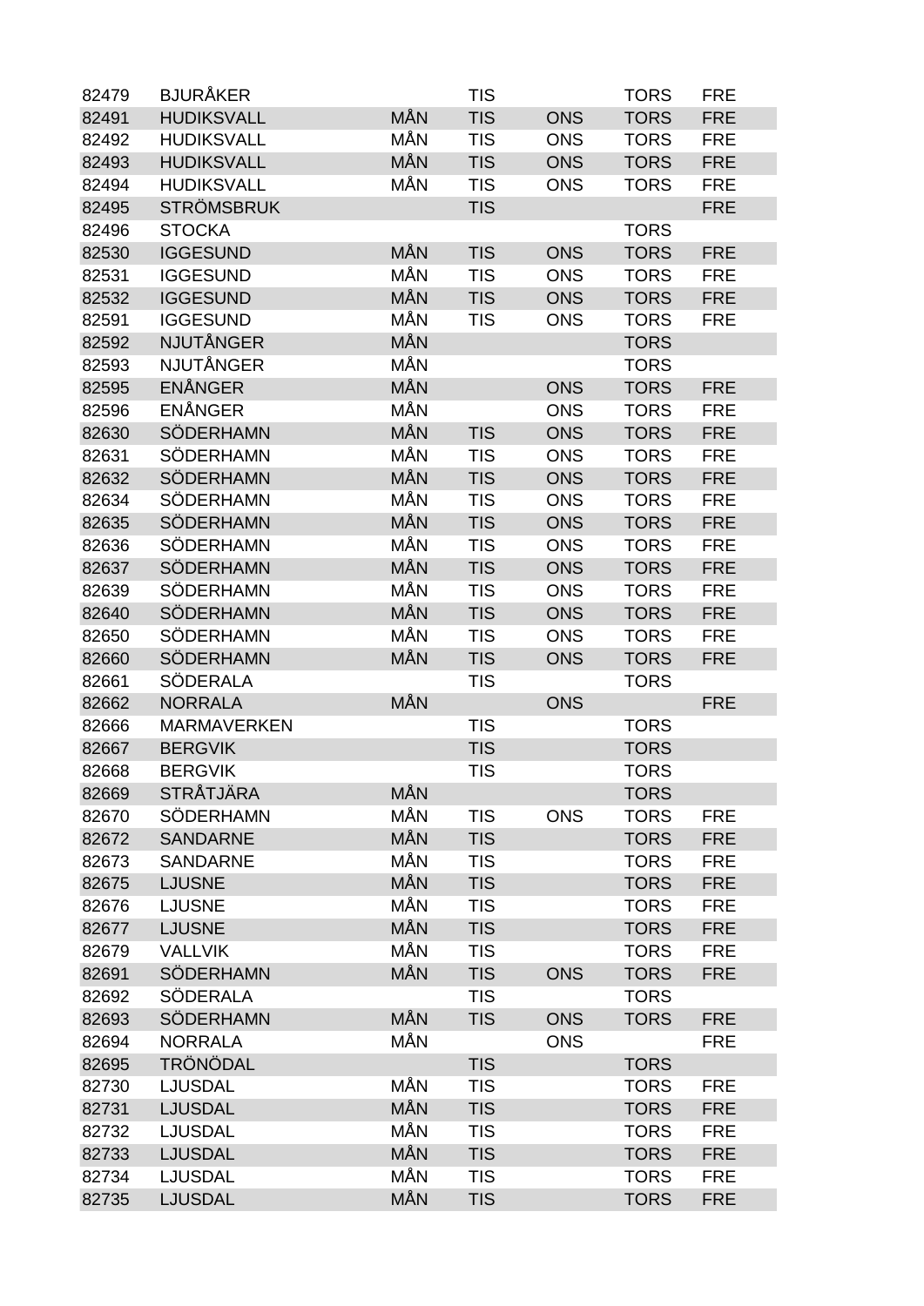| | | | | | | |
|---|---|---|---|---|---|---|
| 82479 | BJURÅKER | | TIS | | TORS | FRE |
| 82491 | HUDIKSVALL | MÅN | TIS | ONS | TORS | FRE |
| 82492 | HUDIKSVALL | MÅN | TIS | ONS | TORS | FRE |
| 82493 | HUDIKSVALL | MÅN | TIS | ONS | TORS | FRE |
| 82494 | HUDIKSVALL | MÅN | TIS | ONS | TORS | FRE |
| 82495 | STRÖMSBRUK | | TIS | | | FRE |
| 82496 | STOCKA | | | | TORS | |
| 82530 | IGGESUND | MÅN | TIS | ONS | TORS | FRE |
| 82531 | IGGESUND | MÅN | TIS | ONS | TORS | FRE |
| 82532 | IGGESUND | MÅN | TIS | ONS | TORS | FRE |
| 82591 | IGGESUND | MÅN | TIS | ONS | TORS | FRE |
| 82592 | NJUTÅNGER | MÅN | | | TORS | |
| 82593 | NJUTÅNGER | MÅN | | | TORS | |
| 82595 | ENÅNGER | MÅN | | ONS | TORS | FRE |
| 82596 | ENÅNGER | MÅN | | ONS | TORS | FRE |
| 82630 | SÖDERHAMN | MÅN | TIS | ONS | TORS | FRE |
| 82631 | SÖDERHAMN | MÅN | TIS | ONS | TORS | FRE |
| 82632 | SÖDERHAMN | MÅN | TIS | ONS | TORS | FRE |
| 82634 | SÖDERHAMN | MÅN | TIS | ONS | TORS | FRE |
| 82635 | SÖDERHAMN | MÅN | TIS | ONS | TORS | FRE |
| 82636 | SÖDERHAMN | MÅN | TIS | ONS | TORS | FRE |
| 82637 | SÖDERHAMN | MÅN | TIS | ONS | TORS | FRE |
| 82639 | SÖDERHAMN | MÅN | TIS | ONS | TORS | FRE |
| 82640 | SÖDERHAMN | MÅN | TIS | ONS | TORS | FRE |
| 82650 | SÖDERHAMN | MÅN | TIS | ONS | TORS | FRE |
| 82660 | SÖDERHAMN | MÅN | TIS | ONS | TORS | FRE |
| 82661 | SÖDERALA | | TIS | | TORS | |
| 82662 | NORRALA | MÅN | | ONS | | FRE |
| 82666 | MARMAVERKEN | | TIS | | TORS | |
| 82667 | BERGVIK | | TIS | | TORS | |
| 82668 | BERGVIK | | TIS | | TORS | |
| 82669 | STRÅTJÄRA | MÅN | | | TORS | |
| 82670 | SÖDERHAMN | MÅN | TIS | ONS | TORS | FRE |
| 82672 | SANDARNE | MÅN | TIS | | TORS | FRE |
| 82673 | SANDARNE | MÅN | TIS | | TORS | FRE |
| 82675 | LJUSNE | MÅN | TIS | | TORS | FRE |
| 82676 | LJUSNE | MÅN | TIS | | TORS | FRE |
| 82677 | LJUSNE | MÅN | TIS | | TORS | FRE |
| 82679 | VALLVIK | MÅN | TIS | | TORS | FRE |
| 82691 | SÖDERHAMN | MÅN | TIS | ONS | TORS | FRE |
| 82692 | SÖDERALA | | TIS | | TORS | |
| 82693 | SÖDERHAMN | MÅN | TIS | ONS | TORS | FRE |
| 82694 | NORRALA | MÅN | | ONS | | FRE |
| 82695 | TRÖNÖDAL | | TIS | | TORS | |
| 82730 | LJUSDAL | MÅN | TIS | | TORS | FRE |
| 82731 | LJUSDAL | MÅN | TIS | | TORS | FRE |
| 82732 | LJUSDAL | MÅN | TIS | | TORS | FRE |
| 82733 | LJUSDAL | MÅN | TIS | | TORS | FRE |
| 82734 | LJUSDAL | MÅN | TIS | | TORS | FRE |
| 82735 | LJUSDAL | MÅN | TIS | | TORS | FRE |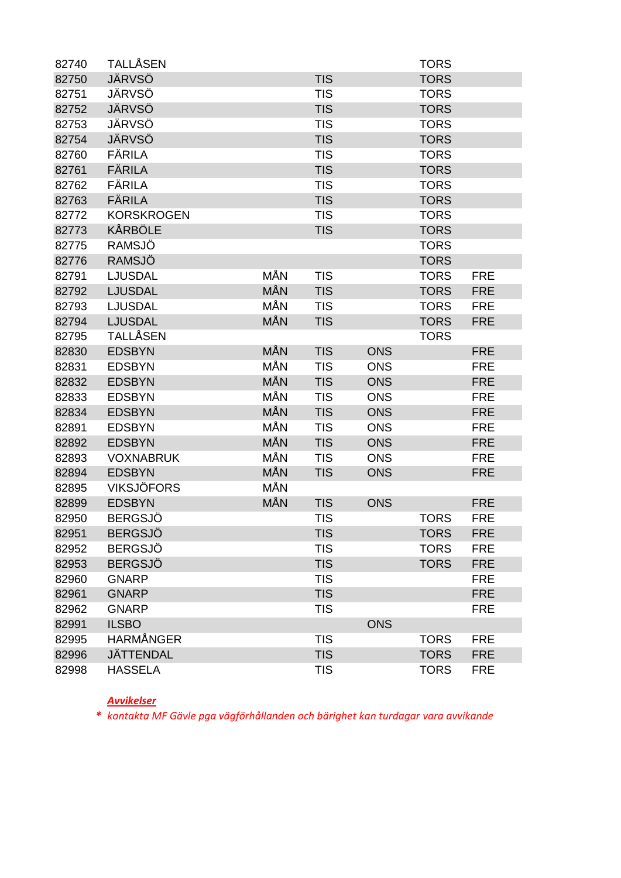| | | | | | | |
|---|---|---|---|---|---|---|
| 82740 | TALLÅSEN | | | | TORS | |
| 82750 | JÄRVSÖ | | TIS | | TORS | |
| 82751 | JÄRVSÖ | | TIS | | TORS | |
| 82752 | JÄRVSÖ | | TIS | | TORS | |
| 82753 | JÄRVSÖ | | TIS | | TORS | |
| 82754 | JÄRVSÖ | | TIS | | TORS | |
| 82760 | FÄRILA | | TIS | | TORS | |
| 82761 | FÄRILA | | TIS | | TORS | |
| 82762 | FÄRILA | | TIS | | TORS | |
| 82763 | FÄRILA | | TIS | | TORS | |
| 82772 | KORSKROGEN | | TIS | | TORS | |
| 82773 | KÅRBÖLE | | TIS | | TORS | |
| 82775 | RAMSJÖ | | | | TORS | |
| 82776 | RAMSJÖ | | | | TORS | |
| 82791 | LJUSDAL | MÅN | TIS | | TORS | FRE |
| 82792 | LJUSDAL | MÅN | TIS | | TORS | FRE |
| 82793 | LJUSDAL | MÅN | TIS | | TORS | FRE |
| 82794 | LJUSDAL | MÅN | TIS | | TORS | FRE |
| 82795 | TALLÅSEN | | | | TORS | |
| 82830 | EDSBYN | MÅN | TIS | ONS | | FRE |
| 82831 | EDSBYN | MÅN | TIS | ONS | | FRE |
| 82832 | EDSBYN | MÅN | TIS | ONS | | FRE |
| 82833 | EDSBYN | MÅN | TIS | ONS | | FRE |
| 82834 | EDSBYN | MÅN | TIS | ONS | | FRE |
| 82891 | EDSBYN | MÅN | TIS | ONS | | FRE |
| 82892 | EDSBYN | MÅN | TIS | ONS | | FRE |
| 82893 | VOXNABRUK | MÅN | TIS | ONS | | FRE |
| 82894 | EDSBYN | MÅN | TIS | ONS | | FRE |
| 82895 | VIKSJÖFORS | MÅN | | | | |
| 82899 | EDSBYN | MÅN | TIS | ONS | | FRE |
| 82950 | BERGSJÖ | | TIS | | TORS | FRE |
| 82951 | BERGSJÖ | | TIS | | TORS | FRE |
| 82952 | BERGSJÖ | | TIS | | TORS | FRE |
| 82953 | BERGSJÖ | | TIS | | TORS | FRE |
| 82960 | GNARP | | TIS | | | FRE |
| 82961 | GNARP | | TIS | | | FRE |
| 82962 | GNARP | | TIS | | | FRE |
| 82991 | ILSBO | | | ONS | | |
| 82995 | HARMÅNGER | | TIS | | TORS | FRE |
| 82996 | JÄTTENDAL | | TIS | | TORS | FRE |
| 82998 | HASSELA | | TIS | | TORS | FRE |

***Avvikelser***

\* *kontakta MF Gävle pga vägförhållanden och bärighet kan turdagar vara avvikande*